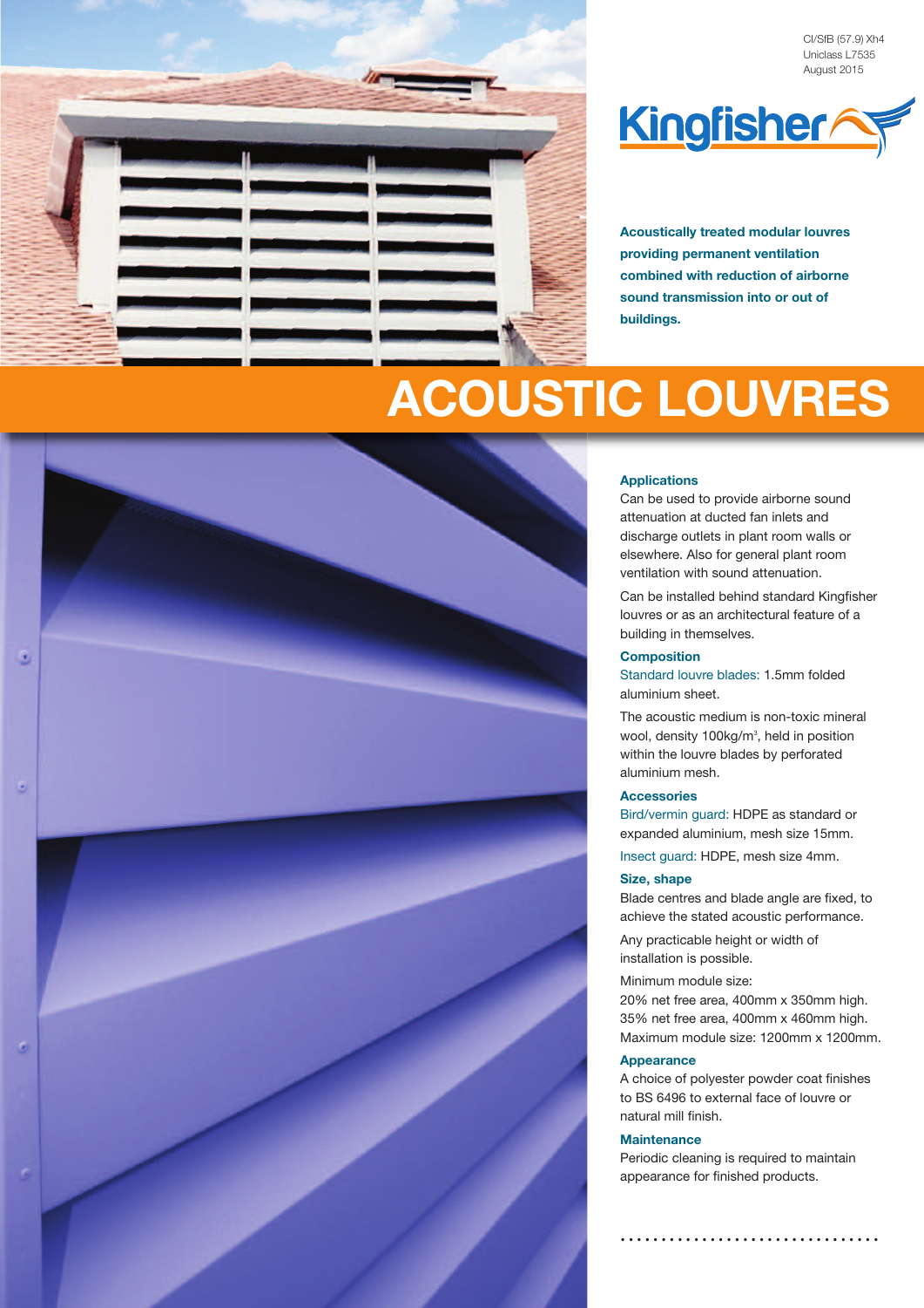CI/SfB (57.9) Xh4
Uniclass L7535
August 2015

Kingfisher

**Acoustically treated modular louvres providing permanent ventilation combined with reduction of airborne sound transmission into or out of buildings.**

# ACOUSTIC LOUVRES

## Applications

Can be used to provide airborne sound attenuation at ducted fan inlets and discharge outlets in plant room walls or elsewhere. Also for general plant room ventilation with sound attenuation.

Can be installed behind standard Kingfisher louvres or as an architectural feature of a building in themselves.

## Composition

Standard louvre blades: 1.5mm folded aluminium sheet.

The acoustic medium is non-toxic mineral wool, density 100kg/m$^3$, held in position within the louvre blades by perforated aluminium mesh.

## Accessories

Bird/vermin guard: HDPE as standard or expanded aluminium, mesh size 15mm.

Insect guard: HDPE, mesh size 4mm.

## Size, shape

Blade centres and blade angle are fixed, to achieve the stated acoustic performance.

Any practicable height or width of installation is possible.

Minimum module size:
20% net free area, 400mm x 350mm high.
35% net free area, 400mm x 460mm high.
Maximum module size: 1200mm x 1200mm.

## Appearance

A choice of polyester powder coat finishes to BS 6496 to external face of louvre or natural mill finish.

## Maintenance

Periodic cleaning is required to maintain appearance for finished products.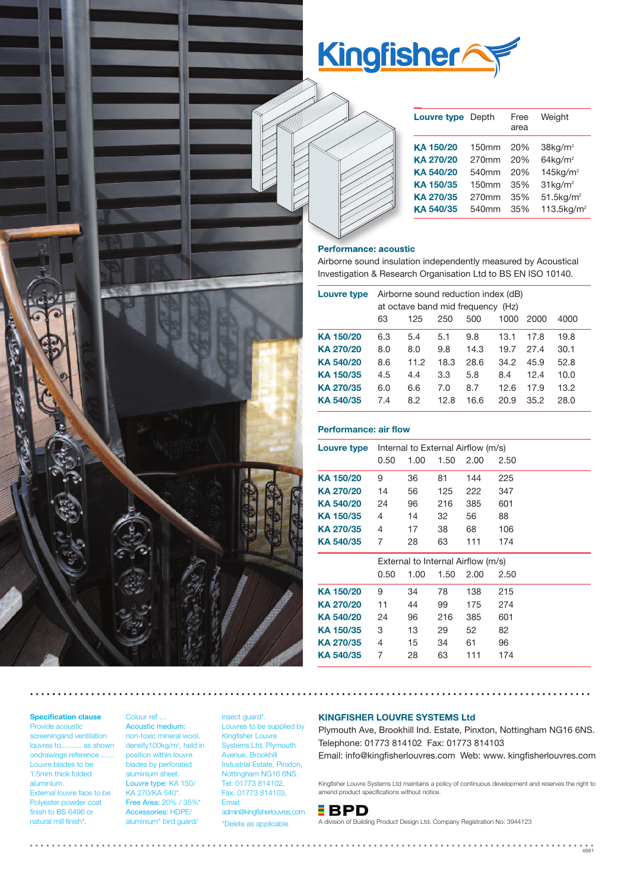Kingfisher

| Louvre type | Depth | Free area | Weight |
|---|---|---|---|
| KA 150/20 | 150mm | 20% | 38kg/m² |
| KA 270/20 | 270mm | 20% | 64kg/m² |
| KA 540/20 | 540mm | 20% | 145kg/m² |
| KA 150/35 | 150mm | 35% | 31kg/m² |
| KA 270/35 | 270mm | 35% | 51.5kg/m² |
| KA 540/35 | 540mm | 35% | 113.5kg/m² |

**Performance: acoustic**

Airborne sound insulation independently measured by Acoustical Investigation & Research Organisation Ltd to BS EN ISO 10140.

| Louvre type | Airborne sound reduction index (dB) at octave band mid frequency (Hz) | | | | | | |
|---|---|---|---|---|---|---|---|
| | 63 | 125 | 250 | 500 | 1000 | 2000 | 4000 |
| KA 150/20 | 6.3 | 5.4 | 5.1 | 9.8 | 13.1 | 17.8 | 19.8 |
| KA 270/20 | 8.0 | 8.0 | 9.8 | 14.3 | 19.7 | 27.4 | 30.1 |
| KA 540/20 | 8.6 | 11.2 | 18.3 | 28.6 | 34.2 | 45.9 | 52.8 |
| KA 150/35 | 4.5 | 4.4 | 3.3 | 5.8 | 8.4 | 12.4 | 10.0 |
| KA 270/35 | 6.0 | 6.6 | 7.0 | 8.7 | 12.6 | 17.9 | 13.2 |
| KA 540/35 | 7.4 | 8.2 | 12.8 | 16.6 | 20.9 | 35.2 | 28.0 |

**Performance: air flow**

| Louvre type | Internal to External Airflow (m/s) | | | | |
|---|---|---|---|---|---|
| | 0.50 | 1.00 | 1.50 | 2.00 | 2.50 |
| KA 150/20 | 9 | 36 | 81 | 144 | 225 |
| KA 270/20 | 14 | 56 | 125 | 222 | 347 |
| KA 540/20 | 24 | 96 | 216 | 385 | 601 |
| KA 150/35 | 4 | 14 | 32 | 56 | 88 |
| KA 270/35 | 4 | 17 | 38 | 68 | 106 |
| KA 540/35 | 7 | 28 | 63 | 111 | 174 |

| Louvre type | External to Internal Airflow (m/s) | | | | |
|---|---|---|---|---|---|
| | 0.50 | 1.00 | 1.50 | 2.00 | 2.50 |
| KA 150/20 | 9 | 34 | 78 | 138 | 215 |
| KA 270/20 | 11 | 44 | 99 | 175 | 274 |
| KA 540/20 | 24 | 96 | 216 | 385 | 601 |
| KA 150/35 | 3 | 13 | 29 | 52 | 82 |
| KA 270/35 | 4 | 15 | 34 | 61 | 96 |
| KA 540/35 | 7 | 28 | 63 | 111 | 174 |

**Specification clause**

Provide acoustic screeningand ventilation louvres to.......... as shown ondrawings reference ...... Louvre blades to be 1.5mm thick folded aluminium. External louvre face to be Polyester powder coat finish to BS 6496 or natural mill finish*. Colour ref … Acoustic medium: non-toxic mineral wool, density100kg/m³, held in position within louvre blades by perforated aluminium sheet. Louvre type: KA 150/ KA 270/KA 540*. Free Area: 20% / 35%* Accessories: HDPE/ aluminium* bird guard/ insect guard*. Louvres to be supplied by Kingfisher Louvre Systems Ltd, Plymouth Avenue, Brookhill Industrial Estate, Pinxton, Nottingham NG16 6NS. Tel: 01773 814102, Fax: 01773 814103, Email: admin@kingfisherlouvres.com

*Delete as applicable

**KINGFISHER LOUVRE SYSTEMS Ltd**

Plymouth Ave, Brookhill Ind. Estate, Pinxton, Nottingham NG16 6NS.
Telephone: 01773 814102 Fax: 01773 814103
Email: info@kingfisherlouvres.com Web: www. kingfisherlouvres.com

Kingfisher Louvre Systems Ltd maintains a policy of continuous development and reserves the right to amend product specifications without notice.

BPD

A division of Building Product Design Ltd. Company Registration No: 3944123

4681